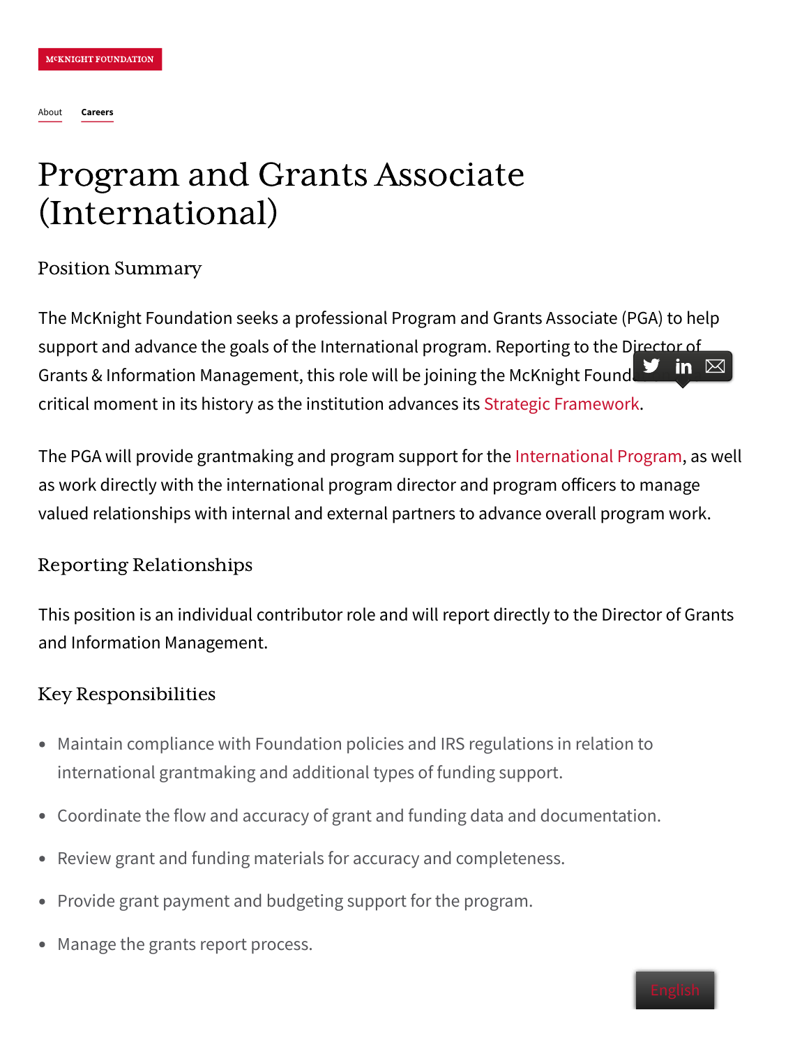MᶜKNIGHT FOUNDATION

About Careers

# Program and Grants Associate (International)

## Position Summary

The McKnight Foundation seeks a professional Program and Grants Associate (PGA) to help support and advance the goals of the International program. Reporting to the Director of Grants & Information Management, this role will be joining the McKnight Foundation at a critical moment in its history as the institution advances its Strategic Framework.

The PGA will provide grantmaking and program support for the International Program, as well as work directly with the international program director and program officers to manage valued relationships with internal and external partners to advance overall program work.

## Reporting Relationships

This position is an individual contributor role and will report directly to the Director of Grants and Information Management.

## Key Responsibilities

- Maintain compliance with Foundation policies and IRS regulations in relation to international grantmaking and additional types of funding support.
- Coordinate the flow and accuracy of grant and funding data and documentation.
- Review grant and funding materials for accuracy and completeness.
- Provide grant payment and budgeting support for the program.
- Manage the grants report process.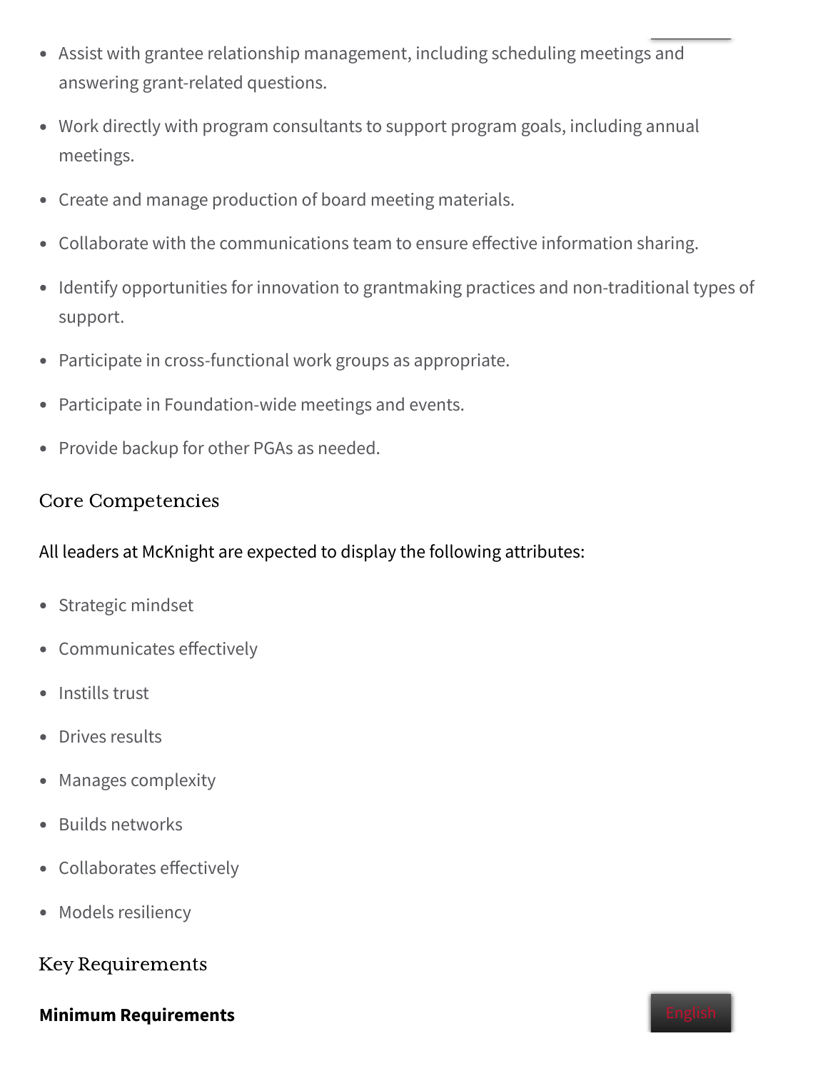- Assist with grantee relationship management, including scheduling meetings and answering grant-related questions.
- Work directly with program consultants to support program goals, including annual meetings.
- Create and manage production of board meeting materials.
- Collaborate with the communications team to ensure effective information sharing.
- Identify opportunities for innovation to grantmaking practices and non-traditional types of support.
- Participate in cross-functional work groups as appropriate.
- Participate in Foundation-wide meetings and events.
- Provide backup for other PGAs as needed.

## Core Competencies

All leaders at McKnight are expected to display the following attributes:

- Strategic mindset
- Communicates effectively
- Instills trust
- Drives results
- Manages complexity
- Builds networks
- Collaborates effectively
- Models resiliency

## Key Requirements

**Minimum Requirements**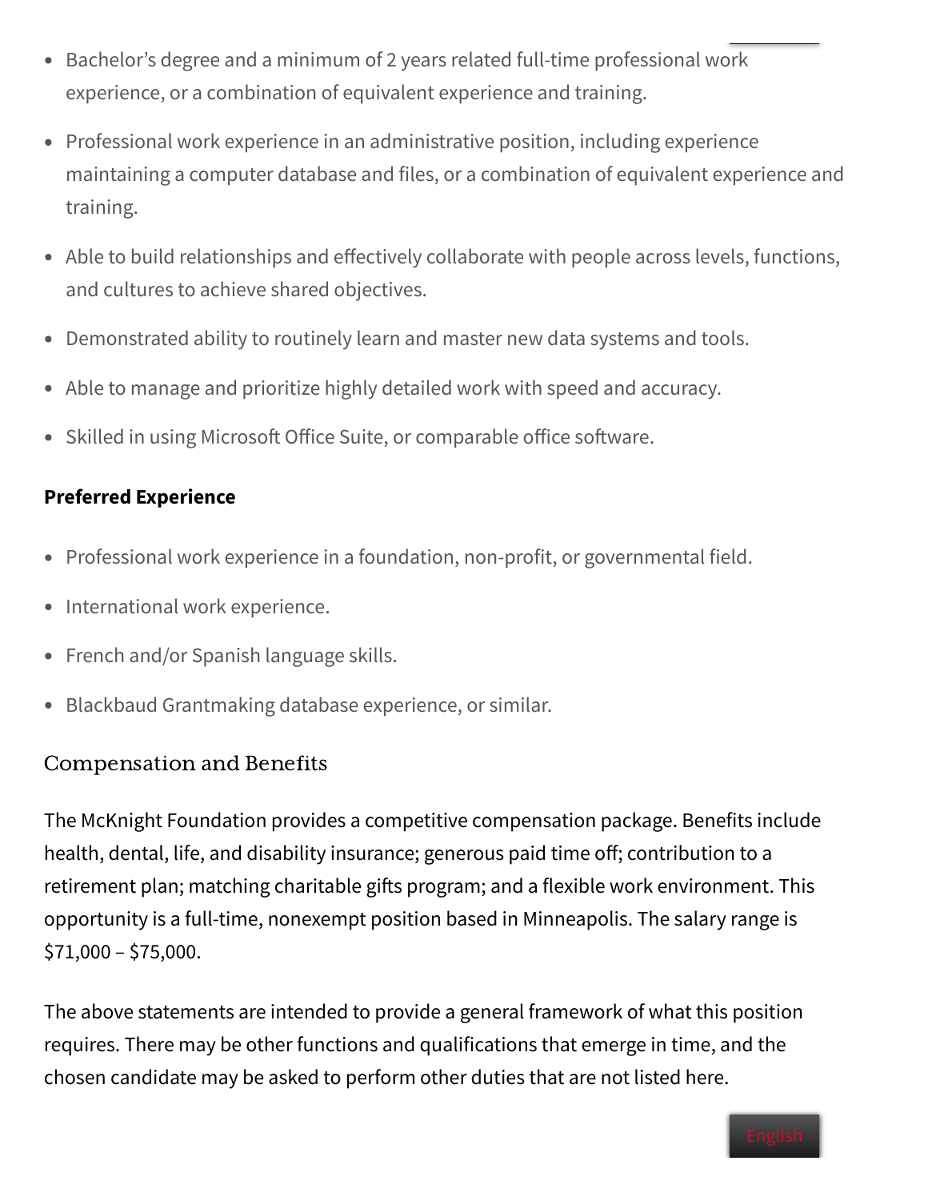- Bachelor's degree and a minimum of 2 years related full-time professional work experience, or a combination of equivalent experience and training.
- Professional work experience in an administrative position, including experience maintaining a computer database and files, or a combination of equivalent experience and training.
- Able to build relationships and effectively collaborate with people across levels, functions, and cultures to achieve shared objectives.
- Demonstrated ability to routinely learn and master new data systems and tools.
- Able to manage and prioritize highly detailed work with speed and accuracy.
- Skilled in using Microsoft Office Suite, or comparable office software.

**Preferred Experience**

- Professional work experience in a foundation, non-profit, or governmental field.
- International work experience.
- French and/or Spanish language skills.
- Blackbaud Grantmaking database experience, or similar.

## Compensation and Benefits

The McKnight Foundation provides a competitive compensation package. Benefits include health, dental, life, and disability insurance; generous paid time off; contribution to a retirement plan; matching charitable gifts program; and a flexible work environment. This opportunity is a full-time, nonexempt position based in Minneapolis. The salary range is $71,000 – $75,000.

The above statements are intended to provide a general framework of what this position requires. There may be other functions and qualifications that emerge in time, and the chosen candidate may be asked to perform other duties that are not listed here.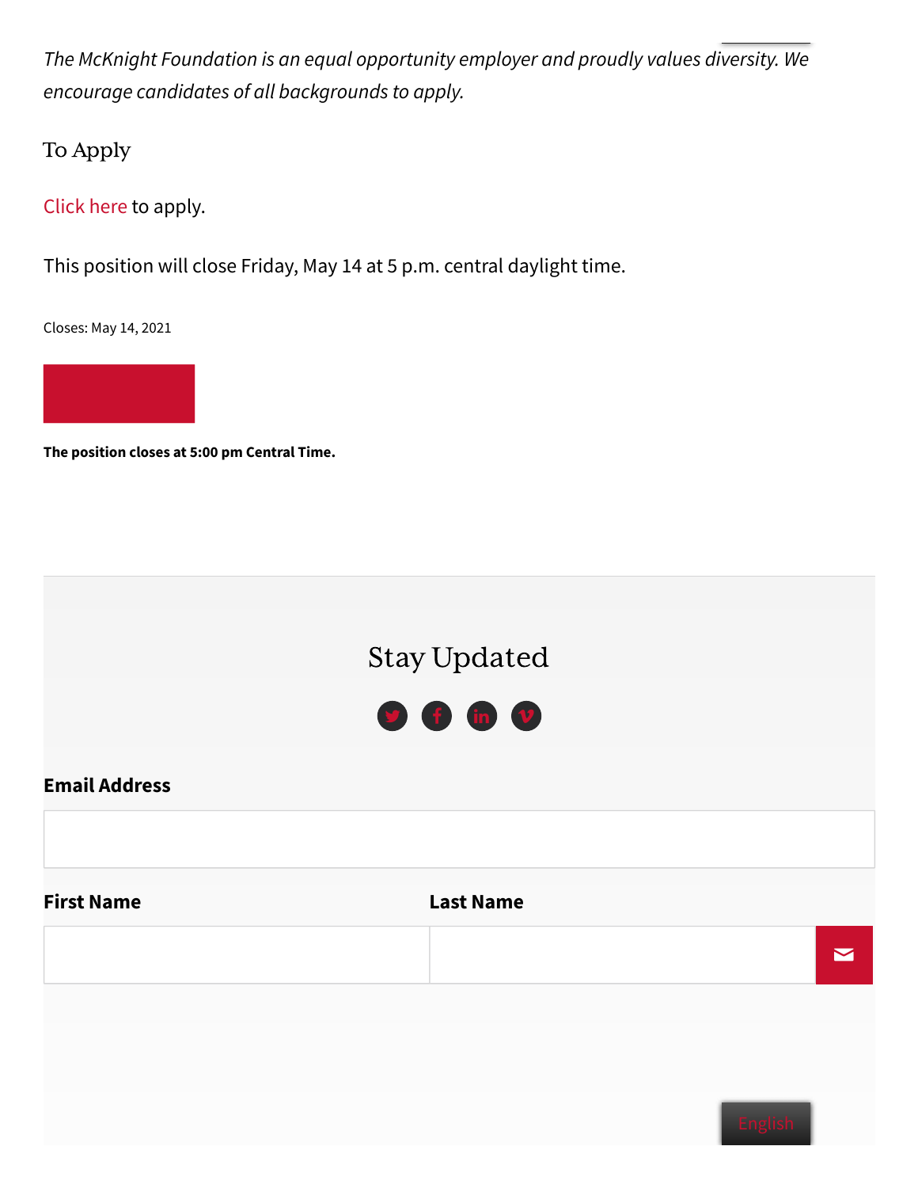*The McKnight Foundation is an equal opportunity employer and proudly values diversity. We encourage candidates of all backgrounds to apply.*

## To Apply

Click here to apply.

This position will close Friday, May 14 at 5 p.m. central daylight time.

Closes: May 14, 2021

**The position closes at 5:00 pm Central Time.**

## Stay Updated

**Email Address**

**First Name**

**Last Name**

English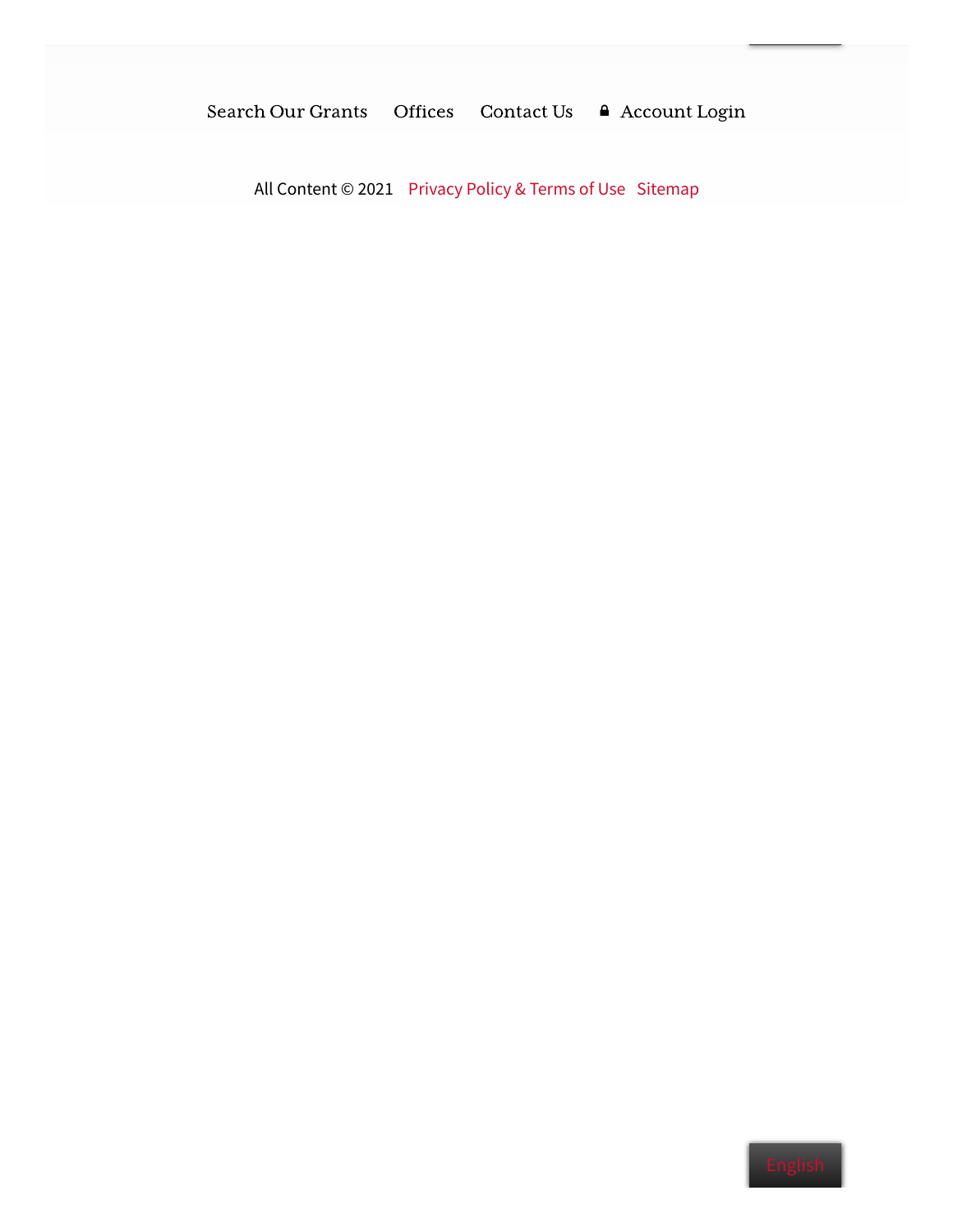Search Our Grants Offices Contact Us Account Login

All Content © 2021 Privacy Policy & Terms of Use Sitemap

English